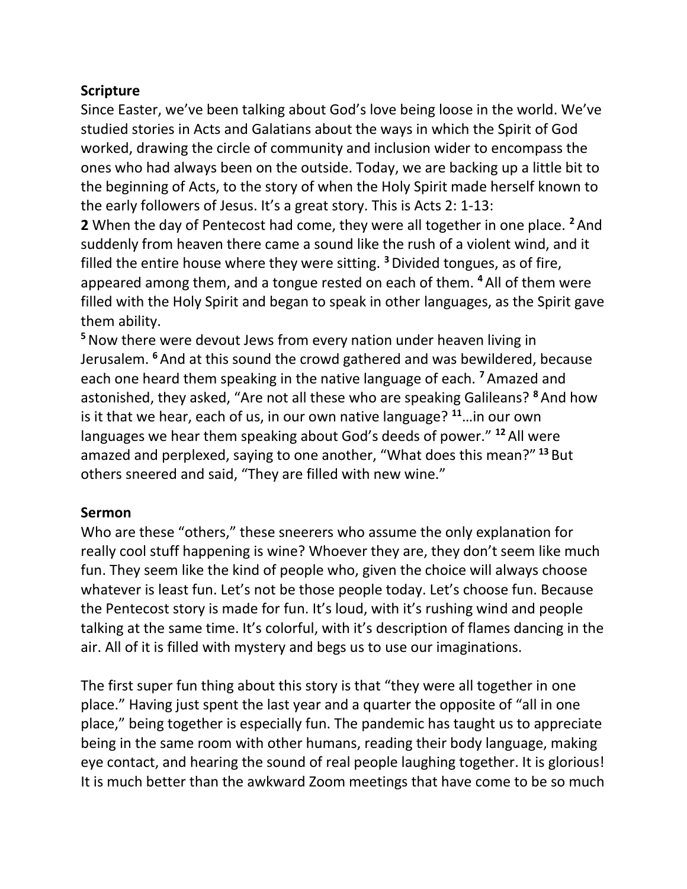**Scripture**

Since Easter, we've been talking about God's love being loose in the world. We've studied stories in Acts and Galatians about the ways in which the Spirit of God worked, drawing the circle of community and inclusion wider to encompass the ones who had always been on the outside. Today, we are backing up a little bit to the beginning of Acts, to the story of when the Holy Spirit made herself known to the early followers of Jesus. It's a great story. This is Acts 2: 1-13:

**2** When the day of Pentecost had come, they were all together in one place. [2] And suddenly from heaven there came a sound like the rush of a violent wind, and it filled the entire house where they were sitting. [3] Divided tongues, as of fire, appeared among them, and a tongue rested on each of them. [4] All of them were filled with the Holy Spirit and began to speak in other languages, as the Spirit gave them ability.

[5] Now there were devout Jews from every nation under heaven living in Jerusalem. [6] And at this sound the crowd gathered and was bewildered, because each one heard them speaking in the native language of each. [7] Amazed and astonished, they asked, "Are not all these who are speaking Galileans? [8] And how is it that we hear, each of us, in our own native language? [11]…in our own languages we hear them speaking about God's deeds of power." [12] All were amazed and perplexed, saying to one another, "What does this mean?" [13] But others sneered and said, "They are filled with new wine."

**Sermon**

Who are these "others," these sneerers who assume the only explanation for really cool stuff happening is wine? Whoever they are, they don't seem like much fun. They seem like the kind of people who, given the choice will always choose whatever is least fun. Let's not be those people today. Let's choose fun. Because the Pentecost story is made for fun. It's loud, with it's rushing wind and people talking at the same time. It's colorful, with it's description of flames dancing in the air. All of it is filled with mystery and begs us to use our imaginations.

The first super fun thing about this story is that "they were all together in one place." Having just spent the last year and a quarter the opposite of "all in one place," being together is especially fun. The pandemic has taught us to appreciate being in the same room with other humans, reading their body language, making eye contact, and hearing the sound of real people laughing together. It is glorious! It is much better than the awkward Zoom meetings that have come to be so much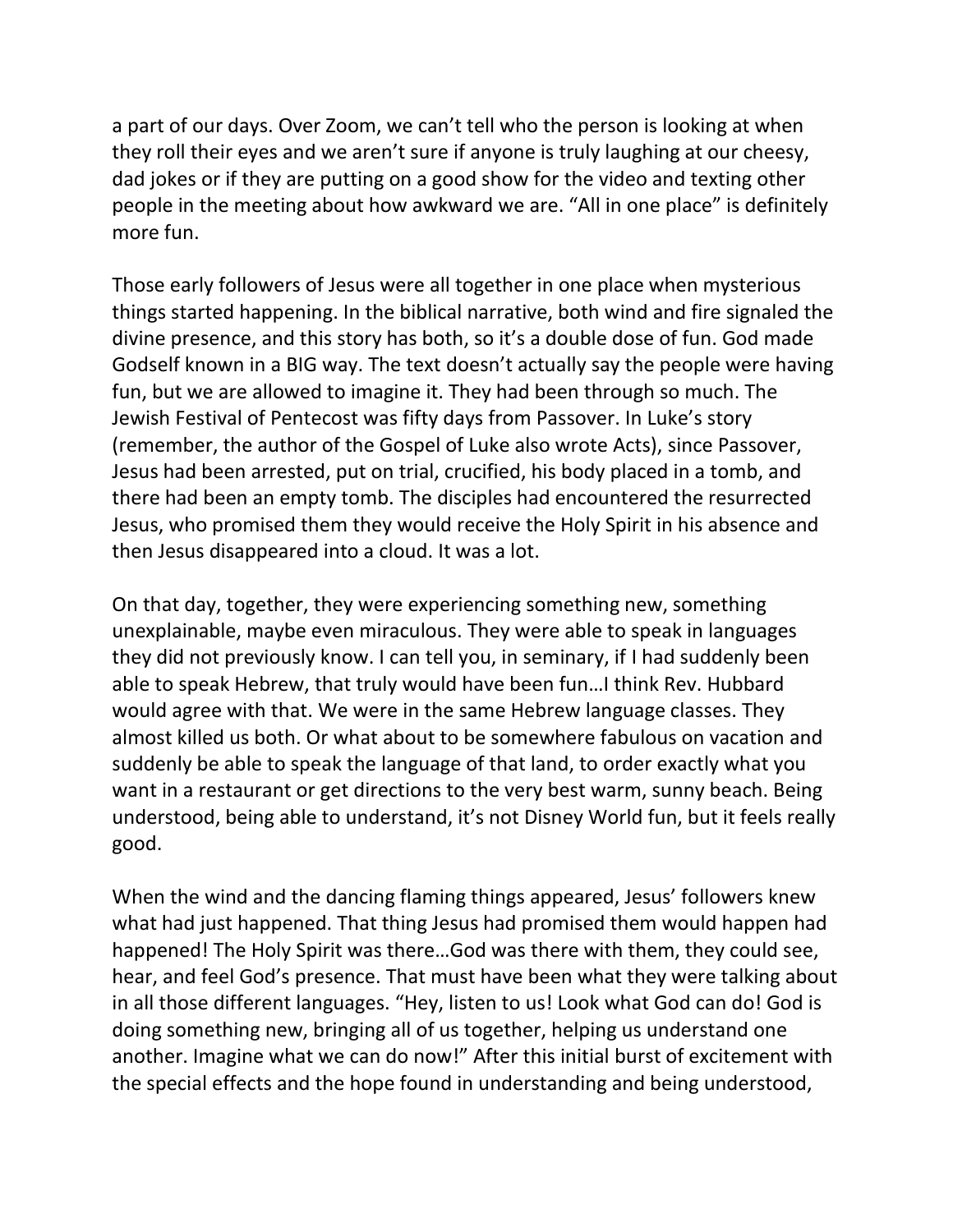a part of our days. Over Zoom, we can't tell who the person is looking at when they roll their eyes and we aren't sure if anyone is truly laughing at our cheesy, dad jokes or if they are putting on a good show for the video and texting other people in the meeting about how awkward we are. "All in one place" is definitely more fun.

Those early followers of Jesus were all together in one place when mysterious things started happening. In the biblical narrative, both wind and fire signaled the divine presence, and this story has both, so it's a double dose of fun. God made Godself known in a BIG way. The text doesn't actually say the people were having fun, but we are allowed to imagine it. They had been through so much. The Jewish Festival of Pentecost was fifty days from Passover. In Luke's story (remember, the author of the Gospel of Luke also wrote Acts), since Passover, Jesus had been arrested, put on trial, crucified, his body placed in a tomb, and there had been an empty tomb. The disciples had encountered the resurrected Jesus, who promised them they would receive the Holy Spirit in his absence and then Jesus disappeared into a cloud. It was a lot.

On that day, together, they were experiencing something new, something unexplainable, maybe even miraculous. They were able to speak in languages they did not previously know. I can tell you, in seminary, if I had suddenly been able to speak Hebrew, that truly would have been fun…I think Rev. Hubbard would agree with that. We were in the same Hebrew language classes. They almost killed us both. Or what about to be somewhere fabulous on vacation and suddenly be able to speak the language of that land, to order exactly what you want in a restaurant or get directions to the very best warm, sunny beach. Being understood, being able to understand, it's not Disney World fun, but it feels really good.

When the wind and the dancing flaming things appeared, Jesus' followers knew what had just happened. That thing Jesus had promised them would happen had happened! The Holy Spirit was there…God was there with them, they could see, hear, and feel God's presence. That must have been what they were talking about in all those different languages. "Hey, listen to us! Look what God can do! God is doing something new, bringing all of us together, helping us understand one another. Imagine what we can do now!" After this initial burst of excitement with the special effects and the hope found in understanding and being understood,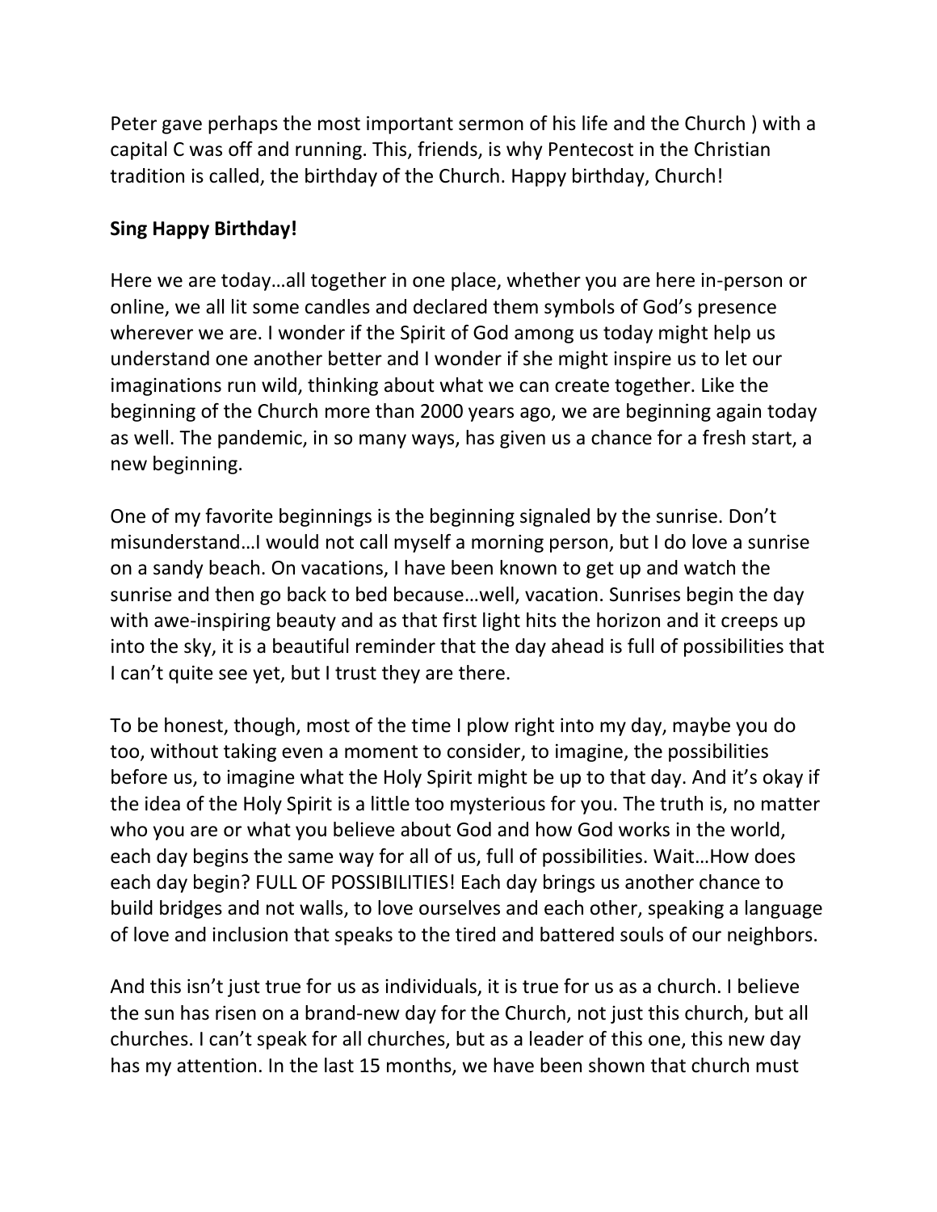Peter gave perhaps the most important sermon of his life and the Church ) with a capital C was off and running. This, friends, is why Pentecost in the Christian tradition is called, the birthday of the Church. Happy birthday, Church!

**Sing Happy Birthday!**

Here we are today…all together in one place, whether you are here in-person or online, we all lit some candles and declared them symbols of God's presence wherever we are. I wonder if the Spirit of God among us today might help us understand one another better and I wonder if she might inspire us to let our imaginations run wild, thinking about what we can create together. Like the beginning of the Church more than 2000 years ago, we are beginning again today as well. The pandemic, in so many ways, has given us a chance for a fresh start, a new beginning.

One of my favorite beginnings is the beginning signaled by the sunrise. Don't misunderstand…I would not call myself a morning person, but I do love a sunrise on a sandy beach. On vacations, I have been known to get up and watch the sunrise and then go back to bed because…well, vacation. Sunrises begin the day with awe-inspiring beauty and as that first light hits the horizon and it creeps up into the sky, it is a beautiful reminder that the day ahead is full of possibilities that I can't quite see yet, but I trust they are there.

To be honest, though, most of the time I plow right into my day, maybe you do too, without taking even a moment to consider, to imagine, the possibilities before us, to imagine what the Holy Spirit might be up to that day. And it's okay if the idea of the Holy Spirit is a little too mysterious for you. The truth is, no matter who you are or what you believe about God and how God works in the world, each day begins the same way for all of us, full of possibilities. Wait…How does each day begin? FULL OF POSSIBILITIES! Each day brings us another chance to build bridges and not walls, to love ourselves and each other, speaking a language of love and inclusion that speaks to the tired and battered souls of our neighbors.

And this isn't just true for us as individuals, it is true for us as a church. I believe the sun has risen on a brand-new day for the Church, not just this church, but all churches. I can't speak for all churches, but as a leader of this one, this new day has my attention. In the last 15 months, we have been shown that church must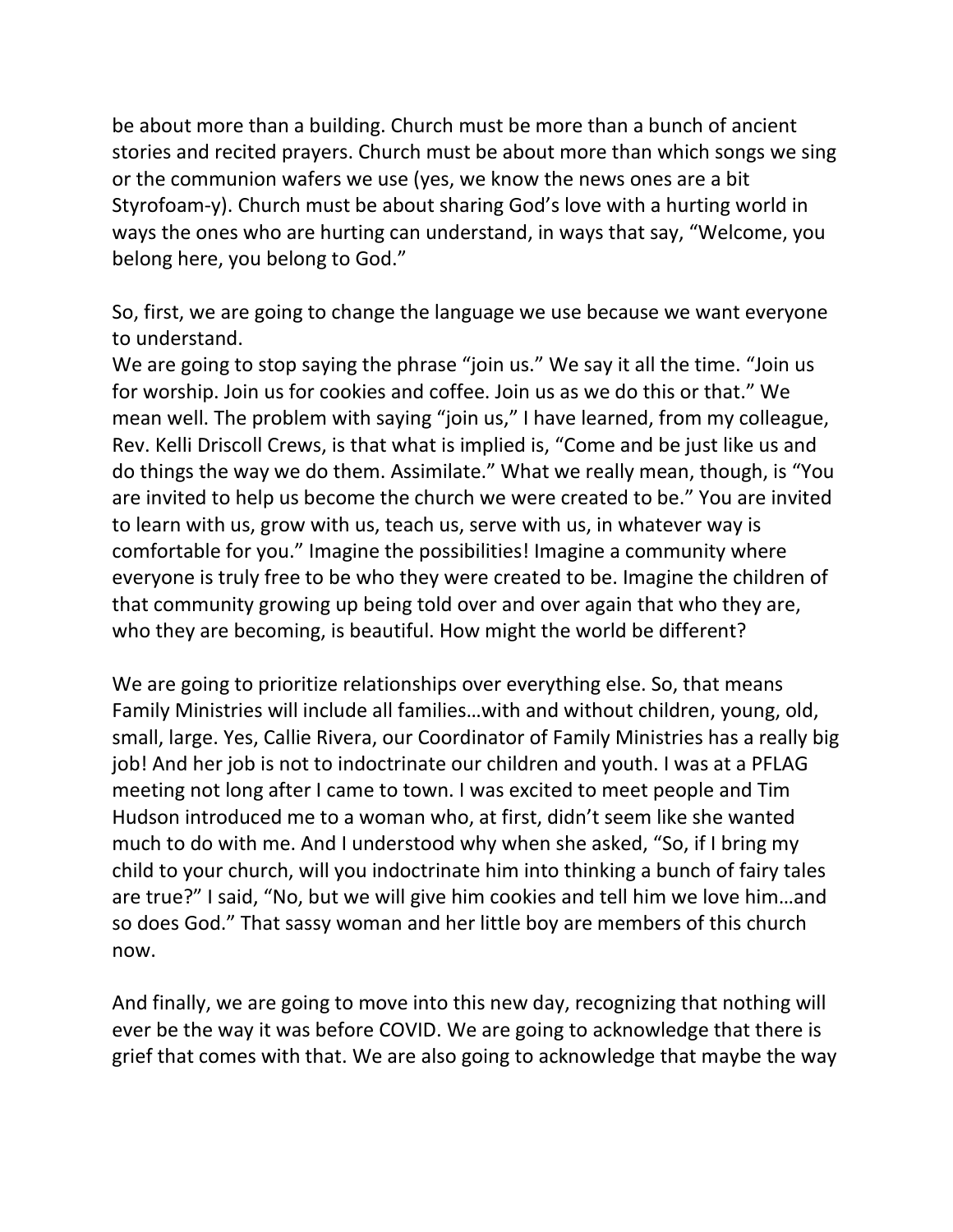be about more than a building. Church must be more than a bunch of ancient stories and recited prayers. Church must be about more than which songs we sing or the communion wafers we use (yes, we know the news ones are a bit Styrofoam-y). Church must be about sharing God's love with a hurting world in ways the ones who are hurting can understand, in ways that say, "Welcome, you belong here, you belong to God."

So, first, we are going to change the language we use because we want everyone to understand.
We are going to stop saying the phrase "join us." We say it all the time. "Join us for worship. Join us for cookies and coffee. Join us as we do this or that." We mean well. The problem with saying "join us," I have learned, from my colleague, Rev. Kelli Driscoll Crews, is that what is implied is, "Come and be just like us and do things the way we do them. Assimilate." What we really mean, though, is "You are invited to help us become the church we were created to be." You are invited to learn with us, grow with us, teach us, serve with us, in whatever way is comfortable for you." Imagine the possibilities! Imagine a community where everyone is truly free to be who they were created to be. Imagine the children of that community growing up being told over and over again that who they are, who they are becoming, is beautiful. How might the world be different?

We are going to prioritize relationships over everything else. So, that means Family Ministries will include all families…with and without children, young, old, small, large. Yes, Callie Rivera, our Coordinator of Family Ministries has a really big job! And her job is not to indoctrinate our children and youth. I was at a PFLAG meeting not long after I came to town. I was excited to meet people and Tim Hudson introduced me to a woman who, at first, didn't seem like she wanted much to do with me. And I understood why when she asked, "So, if I bring my child to your church, will you indoctrinate him into thinking a bunch of fairy tales are true?" I said, "No, but we will give him cookies and tell him we love him…and so does God." That sassy woman and her little boy are members of this church now.

And finally, we are going to move into this new day, recognizing that nothing will ever be the way it was before COVID. We are going to acknowledge that there is grief that comes with that. We are also going to acknowledge that maybe the way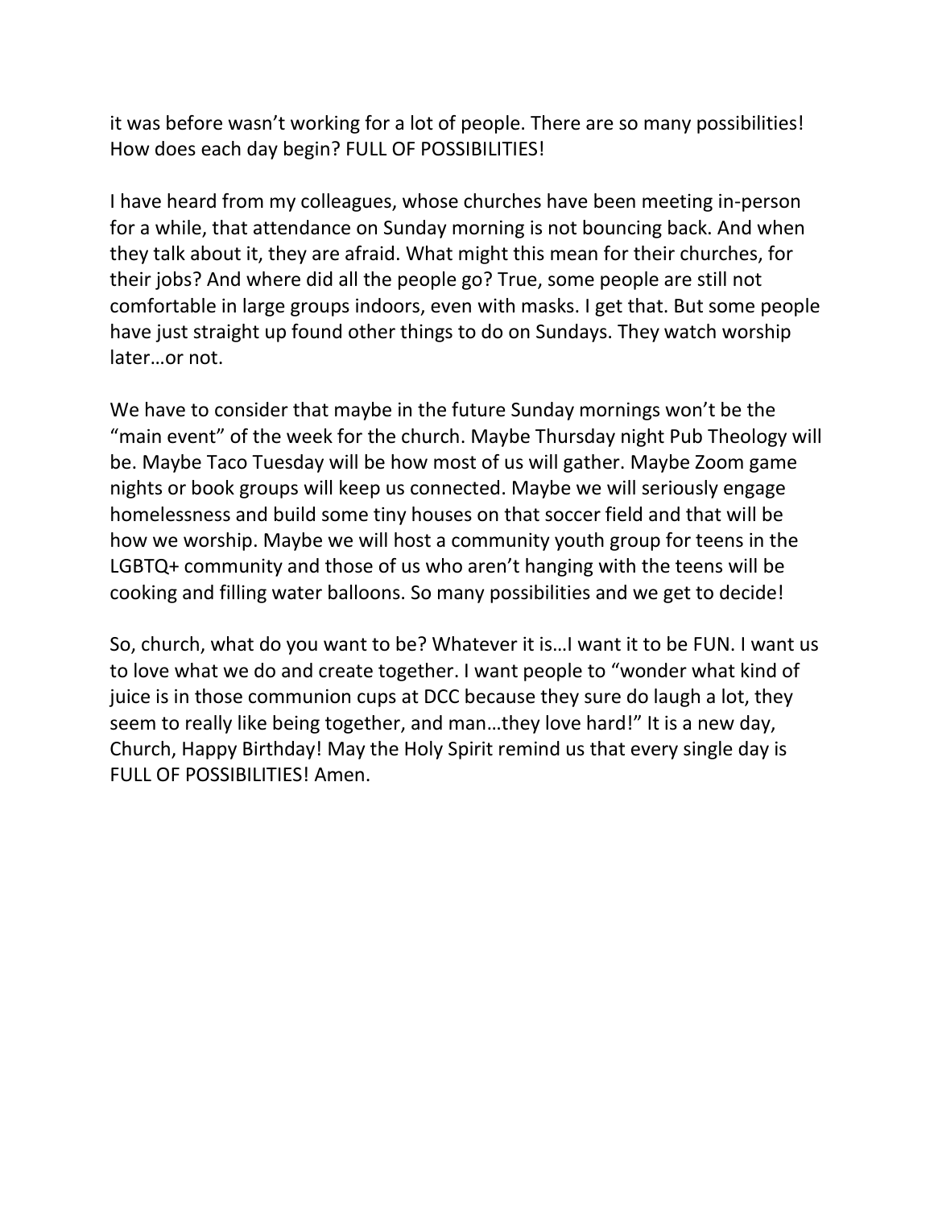it was before wasn't working for a lot of people. There are so many possibilities! How does each day begin? FULL OF POSSIBILITIES!

I have heard from my colleagues, whose churches have been meeting in-person for a while, that attendance on Sunday morning is not bouncing back. And when they talk about it, they are afraid. What might this mean for their churches, for their jobs? And where did all the people go? True, some people are still not comfortable in large groups indoors, even with masks. I get that. But some people have just straight up found other things to do on Sundays. They watch worship later…or not.

We have to consider that maybe in the future Sunday mornings won't be the "main event" of the week for the church. Maybe Thursday night Pub Theology will be. Maybe Taco Tuesday will be how most of us will gather. Maybe Zoom game nights or book groups will keep us connected. Maybe we will seriously engage homelessness and build some tiny houses on that soccer field and that will be how we worship. Maybe we will host a community youth group for teens in the LGBTQ+ community and those of us who aren't hanging with the teens will be cooking and filling water balloons. So many possibilities and we get to decide!

So, church, what do you want to be? Whatever it is…I want it to be FUN. I want us to love what we do and create together. I want people to "wonder what kind of juice is in those communion cups at DCC because they sure do laugh a lot, they seem to really like being together, and man…they love hard!" It is a new day, Church, Happy Birthday! May the Holy Spirit remind us that every single day is FULL OF POSSIBILITIES! Amen.